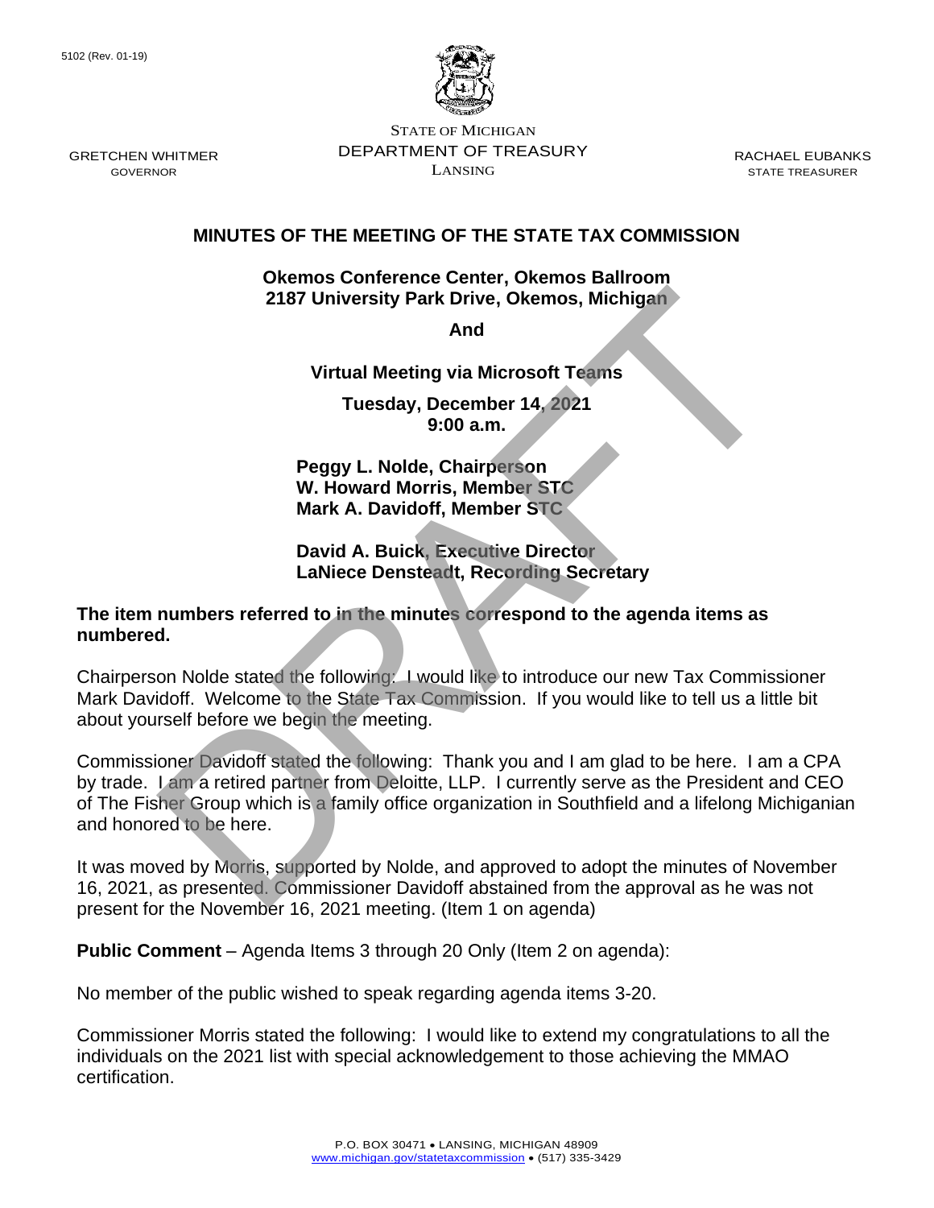5102 (Rev. 01-19)

GRETCHEN WHITMER
GOVERNOR

STATE OF MICHIGAN
DEPARTMENT OF TREASURY
LANSING

RACHAEL EUBANKS
STATE TREASURER

# MINUTES OF THE MEETING OF THE STATE TAX COMMISSION

**Okemos Conference Center, Okemos Ballroom**
**2187 University Park Drive, Okemos, Michigan**

**And**

**Virtual Meeting via Microsoft Teams**

**Tuesday, December 14, 2021**
**9:00 a.m.**

**Peggy L. Nolde, Chairperson**
**W. Howard Morris, Member STC**
**Mark A. Davidoff, Member STC**

**David A. Buick, Executive Director**
**LaNiece Densteadt, Recording Secretary**

**The item numbers referred to in the minutes correspond to the agenda items as numbered.**

Chairperson Nolde stated the following: I would like to introduce our new Tax Commissioner Mark Davidoff. Welcome to the State Tax Commission. If you would like to tell us a little bit about yourself before we begin the meeting.

Commissioner Davidoff stated the following: Thank you and I am glad to be here. I am a CPA by trade. I am a retired partner from Deloitte, LLP. I currently serve as the President and CEO of The Fisher Group which is a family office organization in Southfield and a lifelong Michiganian and honored to be here.

It was moved by Morris, supported by Nolde, and approved to adopt the minutes of November 16, 2021, as presented. Commissioner Davidoff abstained from the approval as he was not present for the November 16, 2021 meeting. (Item 1 on agenda)

**Public Comment** – Agenda Items 3 through 20 Only (Item 2 on agenda):

No member of the public wished to speak regarding agenda items 3-20.

Commissioner Morris stated the following: I would like to extend my congratulations to all the individuals on the 2021 list with special acknowledgement to those achieving the MMAO certification.

P.O. BOX 30471 • LANSING, MICHIGAN 48909
www.michigan.gov/statetaxcommission • (517) 335-3429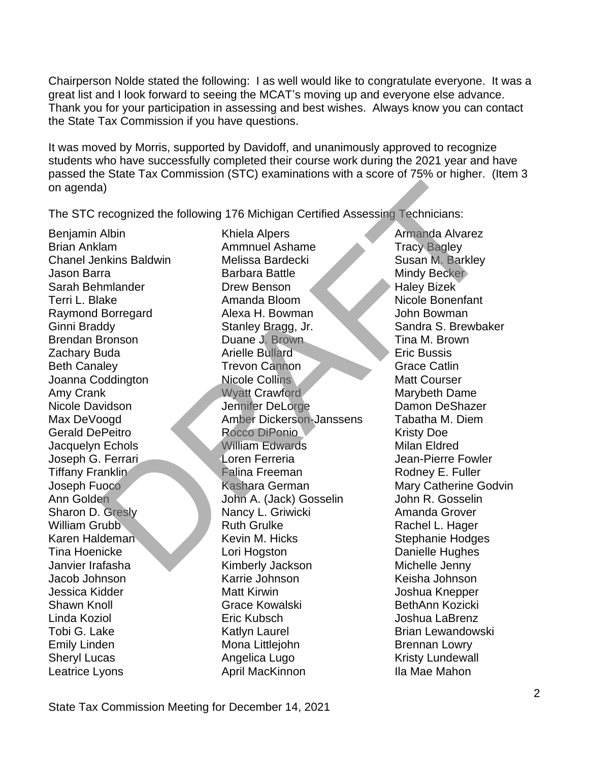Chairperson Nolde stated the following: I as well would like to congratulate everyone. It was a great list and I look forward to seeing the MCAT's moving up and everyone else advance. Thank you for your participation in assessing and best wishes. Always know you can contact the State Tax Commission if you have questions.

It was moved by Morris, supported by Davidoff, and unanimously approved to recognize students who have successfully completed their course work during the 2021 year and have passed the State Tax Commission (STC) examinations with a score of 75% or higher. (Item 3 on agenda)

The STC recognized the following 176 Michigan Certified Assessing Technicians:

Benjamin Albin
Khiela Alpers
Armanda Alvarez
Brian Anklam
Ammnuel Ashame
Tracy Bagley
Chanel Jenkins Baldwin
Melissa Bardecki
Susan M. Barkley
Jason Barra
Barbara Battle
Mindy Becker
Sarah Behmlander
Drew Benson
Haley Bizek
Terri L. Blake
Amanda Bloom
Nicole Bonenfant
Raymond Borregard
Alexa H. Bowman
John Bowman
Ginni Braddy
Stanley Bragg, Jr.
Sandra S. Brewbaker
Brendan Bronson
Duane J. Brown
Tina M. Brown
Zachary Buda
Arielle Bullard
Eric Bussis
Beth Canaley
Trevon Cannon
Grace Catlin
Joanna Coddington
Nicole Collins
Matt Courser
Amy Crank
Wyatt Crawford
Marybeth Dame
Nicole Davidson
Jennifer DeLorge
Damon DeShazer
Max DeVoogd
Amber Dickerson-Janssens
Tabatha M. Diem
Gerald DePeitro
Rocco DiPonio
Kristy Doe
Jacquelyn Echols
William Edwards
Milan Eldred
Joseph G. Ferrari
Loren Ferreria
Jean-Pierre Fowler
Tiffany Franklin
Falina Freeman
Rodney E. Fuller
Joseph Fuoco
Kashara German
Mary Catherine Godvin
Ann Golden
John A. (Jack) Gosselin
John R. Gosselin
Sharon D. Gresly
Nancy L. Griwicki
Amanda Grover
William Grubb
Ruth Grulke
Rachel L. Hager
Karen Haldeman
Kevin M. Hicks
Stephanie Hodges
Tina Hoenicke
Lori Hogston
Danielle Hughes
Janvier Irafasha
Kimberly Jackson
Michelle Jenny
Jacob Johnson
Karrie Johnson
Keisha Johnson
Jessica Kidder
Matt Kirwin
Joshua Knepper
Shawn Knoll
Grace Kowalski
BethAnn Kozicki
Linda Koziol
Eric Kubsch
Joshua LaBrenz
Tobi G. Lake
Katlyn Laurel
Brian Lewandowski
Emily Linden
Mona Littlejohn
Brennan Lowry
Sheryl Lucas
Angelica Lugo
Kristy Lundewall
Leatrice Lyons
April MacKinnon
Ila Mae Mahon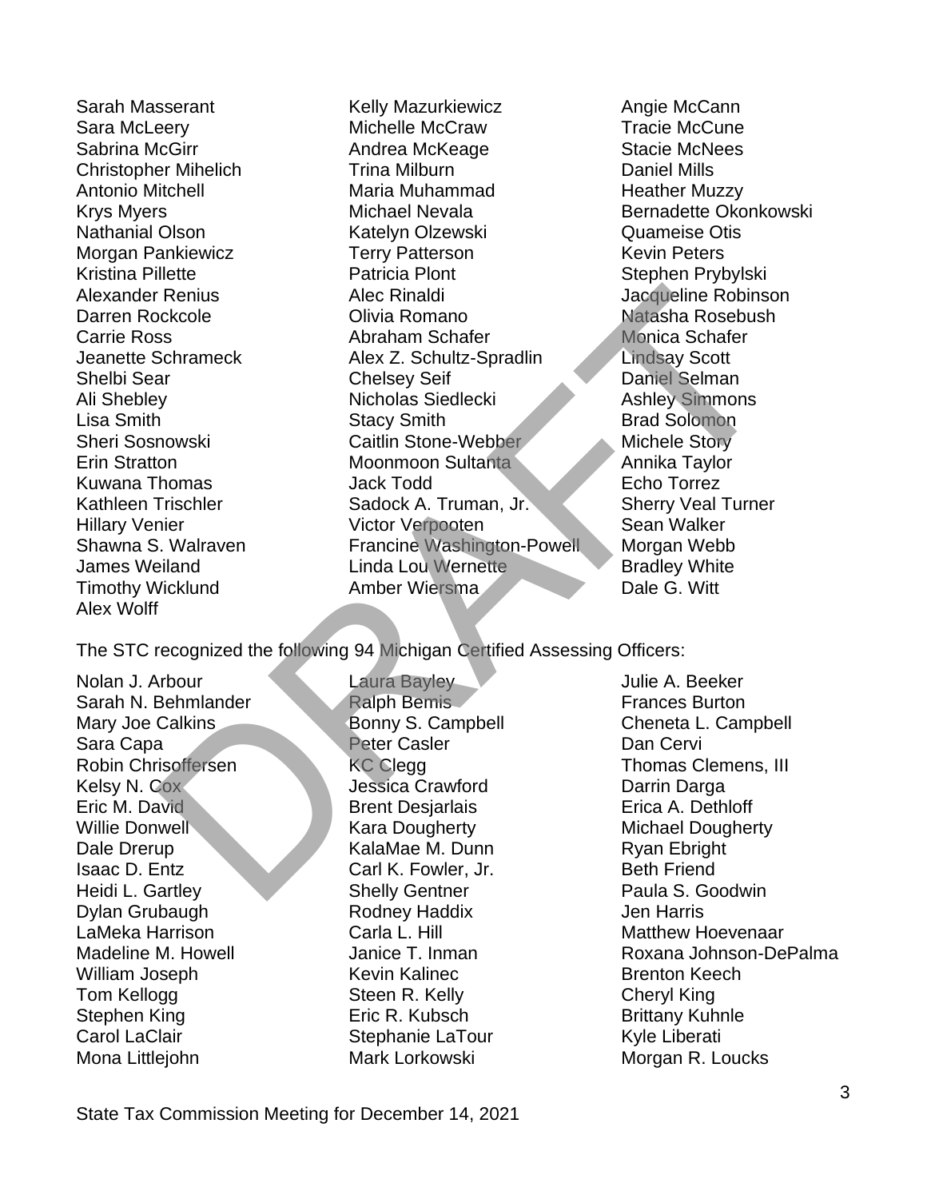Sarah Masserant
Sara McLeery
Sabrina McGirr
Christopher Mihelich
Antonio Mitchell
Krys Myers
Nathanial Olson
Morgan Pankiewicz
Kristina Pillette
Alexander Renius
Darren Rockcole
Carrie Ross
Jeanette Schrameck
Shelbi Sear
Ali Shebley
Lisa Smith
Sheri Sosnowski
Erin Stratton
Kuwana Thomas
Kathleen Trischler
Hillary Venier
Shawna S. Walraven
James Weiland
Timothy Wicklund
Alex Wolff
Kelly Mazurkiewicz
Michelle McCraw
Andrea McKeage
Trina Milburn
Maria Muhammad
Michael Nevala
Katelyn Olzewski
Terry Patterson
Patricia Plont
Alec Rinaldi
Olivia Romano
Abraham Schafer
Alex Z. Schultz-Spradlin
Chelsey Seif
Nicholas Siedlecki
Stacy Smith
Caitlin Stone-Webber
Moonmoon Sultanta
Jack Todd
Sadock A. Truman, Jr.
Victor Verpooten
Francine Washington-Powell
Linda Lou Wernette
Amber Wiersma
Angie McCann
Tracie McCune
Stacie McNees
Daniel Mills
Heather Muzzy
Bernadette Okonkowski
Quameise Otis
Kevin Peters
Stephen Prybylski
Jacqueline Robinson
Natasha Rosebush
Monica Schafer
Lindsay Scott
Daniel Selman
Ashley Simmons
Brad Solomon
Michele Story
Annika Taylor
Echo Torrez
Sherry Veal Turner
Sean Walker
Morgan Webb
Bradley White
Dale G. Witt

The STC recognized the following 94 Michigan Certified Assessing Officers:

Nolan J. Arbour
Sarah N. Behmlander
Mary Joe Calkins
Sara Capa
Robin Chrisoffersen
Kelsy N. Cox
Eric M. David
Willie Donwell
Dale Drerup
Isaac D. Entz
Heidi L. Gartley
Dylan Grubaugh
LaMeka Harrison
Madeline M. Howell
William Joseph
Tom Kellogg
Stephen King
Carol LaClair
Mona Littlejohn
Laura Bayley
Ralph Bemis
Bonny S. Campbell
Peter Casler
KC Clegg
Jessica Crawford
Brent Desjarlais
Kara Dougherty
KalaMae M. Dunn
Carl K. Fowler, Jr.
Shelly Gentner
Rodney Haddix
Carla L. Hill
Janice T. Inman
Kevin Kalinec
Steen R. Kelly
Eric R. Kubsch
Stephanie LaTour
Mark Lorkowski
Julie A. Beeker
Frances Burton
Cheneta L. Campbell
Dan Cervi
Thomas Clemens, III
Darrin Darga
Erica A. Dethloff
Michael Dougherty
Ryan Ebright
Beth Friend
Paula S. Goodwin
Jen Harris
Matthew Hoevenaar
Roxana Johnson-DePalma
Brenton Keech
Cheryl King
Brittany Kuhnle
Kyle Liberati
Morgan R. Loucks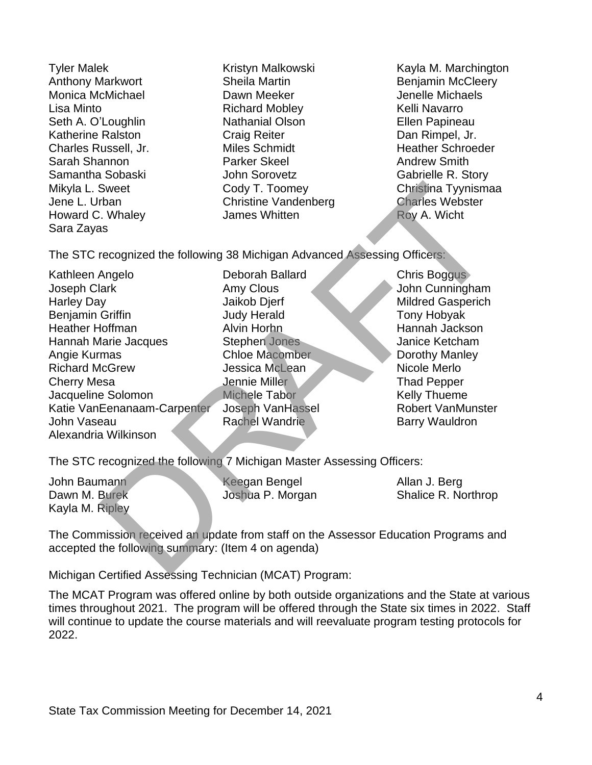Tyler Malek
Kristyn Malkowski
Kayla M. Marchington
Anthony Markwort
Sheila Martin
Benjamin McCleery
Monica McMichael
Dawn Meeker
Jenelle Michaels
Lisa Minto
Richard Mobley
Kelli Navarro
Seth A. O'Loughlin
Nathanial Olson
Ellen Papineau
Katherine Ralston
Craig Reiter
Dan Rimpel, Jr.
Charles Russell, Jr.
Miles Schmidt
Heather Schroeder
Sarah Shannon
Parker Skeel
Andrew Smith
Samantha Sobaski
John Sorovetz
Gabrielle R. Story
Mikyla L. Sweet
Cody T. Toomey
Christina Tyynismaa
Jene L. Urban
Christine Vandenberg
Charles Webster
Howard C. Whaley
James Whitten
Roy A. Wicht
Sara Zayas

The STC recognized the following 38 Michigan Advanced Assessing Officers:

Kathleen Angelo
Deborah Ballard
Chris Boggus
Joseph Clark
Amy Clous
John Cunningham
Harley Day
Jaikob Djerf
Mildred Gasperich
Benjamin Griffin
Judy Herald
Tony Hobyak
Heather Hoffman
Alvin Horhn
Hannah Jackson
Hannah Marie Jacques
Stephen Jones
Janice Ketcham
Angie Kurmas
Chloe Macomber
Dorothy Manley
Richard McGrew
Jessica McLean
Nicole Merlo
Cherry Mesa
Jennie Miller
Thad Pepper
Jacqueline Solomon
Michele Tabor
Kelly Thueme
Katie VanEenanaam-Carpenter
Joseph VanHassel
Robert VanMunster
John Vaseau
Rachel Wandrie
Barry Wauldron
Alexandria Wilkinson

The STC recognized the following 7 Michigan Master Assessing Officers:

John Baumann
Keegan Bengel
Allan J. Berg
Dawn M. Burek
Joshua P. Morgan
Shalice R. Northrop
Kayla M. Ripley

The Commission received an update from staff on the Assessor Education Programs and accepted the following summary: (Item 4 on agenda)

Michigan Certified Assessing Technician (MCAT) Program:

The MCAT Program was offered online by both outside organizations and the State at various times throughout 2021. The program will be offered through the State six times in 2022. Staff will continue to update the course materials and will reevaluate program testing protocols for 2022.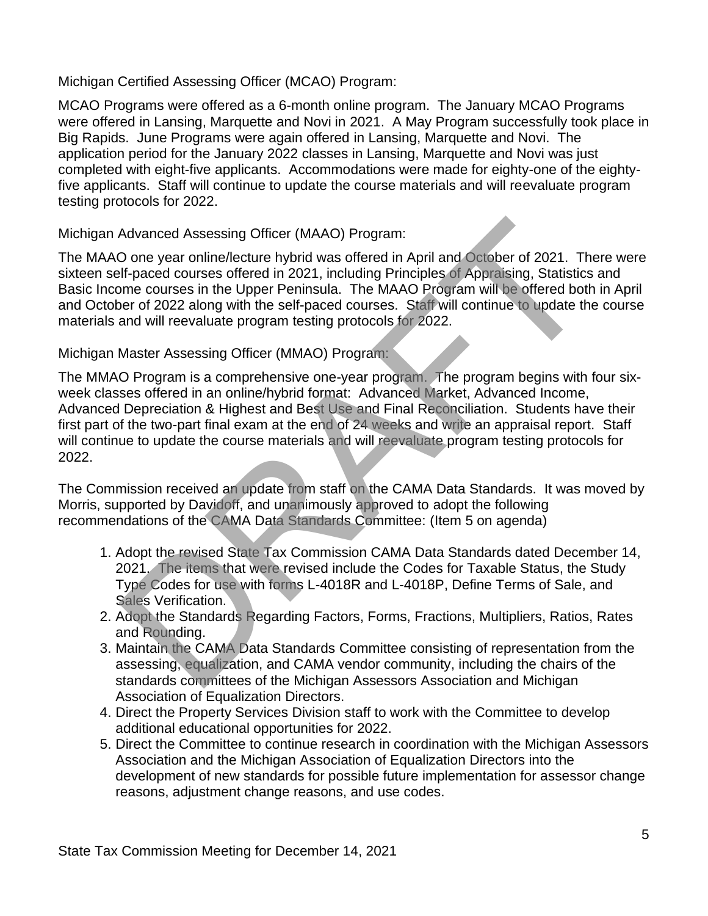Michigan Certified Assessing Officer (MCAO) Program:

MCAO Programs were offered as a 6-month online program. The January MCAO Programs were offered in Lansing, Marquette and Novi in 2021. A May Program successfully took place in Big Rapids. June Programs were again offered in Lansing, Marquette and Novi. The application period for the January 2022 classes in Lansing, Marquette and Novi was just completed with eight-five applicants. Accommodations were made for eighty-one of the eighty-five applicants. Staff will continue to update the course materials and will reevaluate program testing protocols for 2022.

Michigan Advanced Assessing Officer (MAAO) Program:

The MAAO one year online/lecture hybrid was offered in April and October of 2021. There were sixteen self-paced courses offered in 2021, including Principles of Appraising, Statistics and Basic Income courses in the Upper Peninsula. The MAAO Program will be offered both in April and October of 2022 along with the self-paced courses. Staff will continue to update the course materials and will reevaluate program testing protocols for 2022.

Michigan Master Assessing Officer (MMAO) Program:

The MMAO Program is a comprehensive one-year program. The program begins with four six-week classes offered in an online/hybrid format: Advanced Market, Advanced Income, Advanced Depreciation & Highest and Best Use and Final Reconciliation. Students have their first part of the two-part final exam at the end of 24 weeks and write an appraisal report. Staff will continue to update the course materials and will reevaluate program testing protocols for 2022.

The Commission received an update from staff on the CAMA Data Standards. It was moved by Morris, supported by Davidoff, and unanimously approved to adopt the following recommendations of the CAMA Data Standards Committee: (Item 5 on agenda)

1. Adopt the revised State Tax Commission CAMA Data Standards dated December 14, 2021. The items that were revised include the Codes for Taxable Status, the Study Type Codes for use with forms L-4018R and L-4018P, Define Terms of Sale, and Sales Verification.
2. Adopt the Standards Regarding Factors, Forms, Fractions, Multipliers, Ratios, Rates and Rounding.
3. Maintain the CAMA Data Standards Committee consisting of representation from the assessing, equalization, and CAMA vendor community, including the chairs of the standards committees of the Michigan Assessors Association and Michigan Association of Equalization Directors.
4. Direct the Property Services Division staff to work with the Committee to develop additional educational opportunities for 2022.
5. Direct the Committee to continue research in coordination with the Michigan Assessors Association and the Michigan Association of Equalization Directors into the development of new standards for possible future implementation for assessor change reasons, adjustment change reasons, and use codes.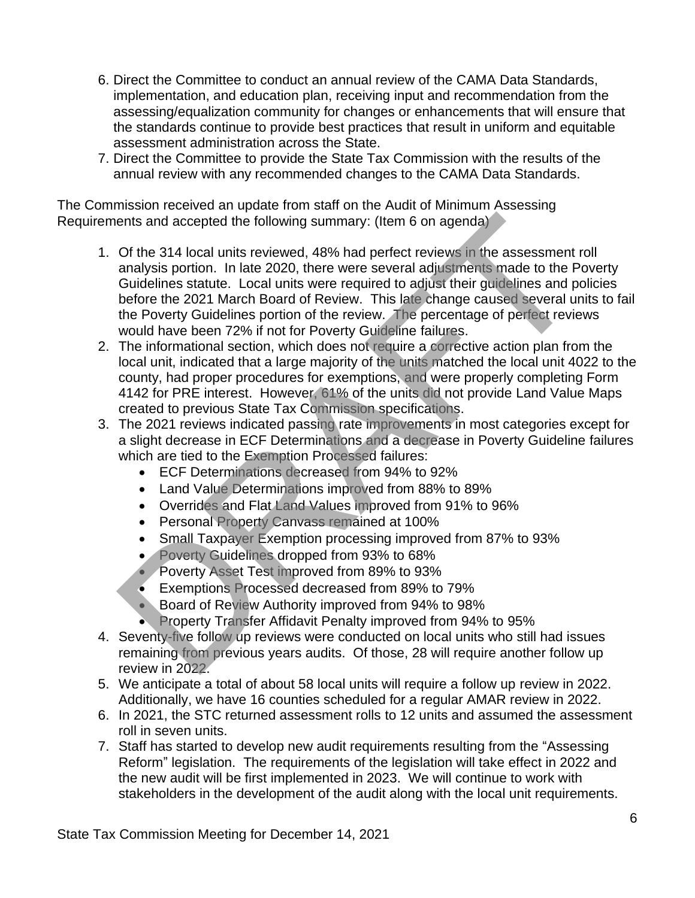6. Direct the Committee to conduct an annual review of the CAMA Data Standards, implementation, and education plan, receiving input and recommendation from the assessing/equalization community for changes or enhancements that will ensure that the standards continue to provide best practices that result in uniform and equitable assessment administration across the State.
7. Direct the Committee to provide the State Tax Commission with the results of the annual review with any recommended changes to the CAMA Data Standards.

The Commission received an update from staff on the Audit of Minimum Assessing Requirements and accepted the following summary: (Item 6 on agenda)

1. Of the 314 local units reviewed, 48% had perfect reviews in the assessment roll analysis portion. In late 2020, there were several adjustments made to the Poverty Guidelines statute. Local units were required to adjust their guidelines and policies before the 2021 March Board of Review. This late change caused several units to fail the Poverty Guidelines portion of the review. The percentage of perfect reviews would have been 72% if not for Poverty Guideline failures.
2. The informational section, which does not require a corrective action plan from the local unit, indicated that a large majority of the units matched the local unit 4022 to the county, had proper procedures for exemptions, and were properly completing Form 4142 for PRE interest. However, 61% of the units did not provide Land Value Maps created to previous State Tax Commission specifications.
3. The 2021 reviews indicated passing rate improvements in most categories except for a slight decrease in ECF Determinations and a decrease in Poverty Guideline failures which are tied to the Exemption Processed failures:
   - ECF Determinations decreased from 94% to 92%
   - Land Value Determinations improved from 88% to 89%
   - Overrides and Flat Land Values improved from 91% to 96%
   - Personal Property Canvass remained at 100%
   - Small Taxpayer Exemption processing improved from 87% to 93%
   - Poverty Guidelines dropped from 93% to 68%
   - Poverty Asset Test improved from 89% to 93%
   - Exemptions Processed decreased from 89% to 79%
   - Board of Review Authority improved from 94% to 98%
   - Property Transfer Affidavit Penalty improved from 94% to 95%
4. Seventy-five follow up reviews were conducted on local units who still had issues remaining from previous years audits. Of those, 28 will require another follow up review in 2022.
5. We anticipate a total of about 58 local units will require a follow up review in 2022. Additionally, we have 16 counties scheduled for a regular AMAR review in 2022.
6. In 2021, the STC returned assessment rolls to 12 units and assumed the assessment roll in seven units.
7. Staff has started to develop new audit requirements resulting from the "Assessing Reform" legislation. The requirements of the legislation will take effect in 2022 and the new audit will be first implemented in 2023. We will continue to work with stakeholders in the development of the audit along with the local unit requirements.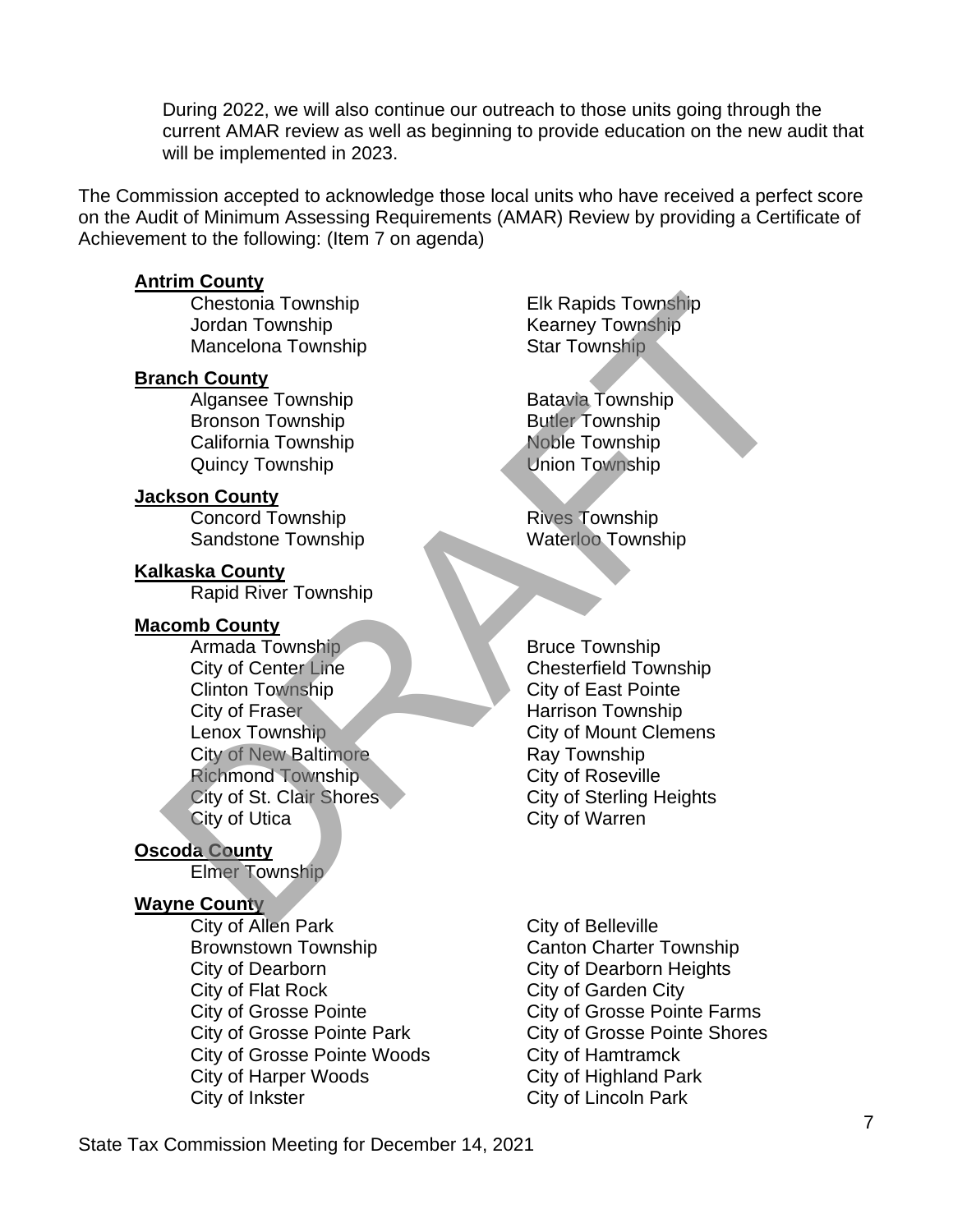During 2022, we will also continue our outreach to those units going through the current AMAR review as well as beginning to provide education on the new audit that will be implemented in 2023.

The Commission accepted to acknowledge those local units who have received a perfect score on the Audit of Minimum Assessing Requirements (AMAR) Review by providing a Certificate of Achievement to the following: (Item 7 on agenda)

**Antrim County**

- Chestonia Township
- Elk Rapids Township
- Jordan Township
- Kearney Township
- Mancelona Township
- Star Township

**Branch County**

- Algansee Township
- Batavia Township
- Bronson Township
- Butler Township
- California Township
- Noble Township
- Quincy Township
- Union Township

**Jackson County**

- Concord Township
- Rives Township
- Sandstone Township
- Waterloo Township

**Kalkaska County**

- Rapid River Township

**Macomb County**

- Armada Township
- Bruce Township
- City of Center Line
- Chesterfield Township
- Clinton Township
- City of East Pointe
- City of Fraser
- Harrison Township
- Lenox Township
- City of Mount Clemens
- City of New Baltimore
- Ray Township
- Richmond Township
- City of Roseville
- City of St. Clair Shores
- City of Sterling Heights
- City of Utica
- City of Warren

**Oscoda County**

- Elmer Township

**Wayne County**

- City of Allen Park
- City of Belleville
- Brownstown Township
- Canton Charter Township
- City of Dearborn
- City of Dearborn Heights
- City of Flat Rock
- City of Garden City
- City of Grosse Pointe
- City of Grosse Pointe Farms
- City of Grosse Pointe Park
- City of Grosse Pointe Shores
- City of Grosse Pointe Woods
- City of Hamtramck
- City of Harper Woods
- City of Highland Park
- City of Inkster
- City of Lincoln Park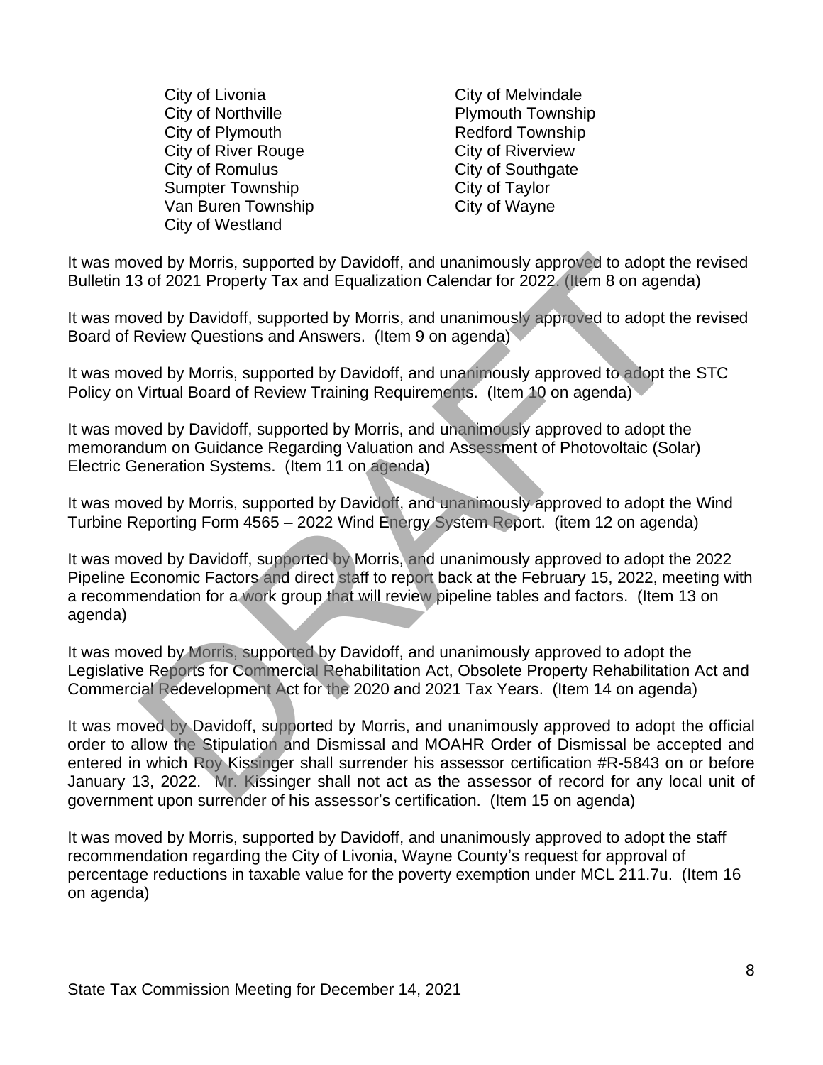| | |
|---|---|
| City of Livonia | City of Melvindale |
| City of Northville | Plymouth Township |
| City of Plymouth | Redford Township |
| City of River Rouge | City of Riverview |
| City of Romulus | City of Southgate |
| Sumpter Township | City of Taylor |
| Van Buren Township | City of Wayne |
| City of Westland | |

It was moved by Morris, supported by Davidoff, and unanimously approved to adopt the revised Bulletin 13 of 2021 Property Tax and Equalization Calendar for 2022. (Item 8 on agenda)

It was moved by Davidoff, supported by Morris, and unanimously approved to adopt the revised Board of Review Questions and Answers. (Item 9 on agenda)

It was moved by Morris, supported by Davidoff, and unanimously approved to adopt the STC Policy on Virtual Board of Review Training Requirements. (Item 10 on agenda)

It was moved by Davidoff, supported by Morris, and unanimously approved to adopt the memorandum on Guidance Regarding Valuation and Assessment of Photovoltaic (Solar) Electric Generation Systems. (Item 11 on agenda)

It was moved by Morris, supported by Davidoff, and unanimously approved to adopt the Wind Turbine Reporting Form 4565 – 2022 Wind Energy System Report. (item 12 on agenda)

It was moved by Davidoff, supported by Morris, and unanimously approved to adopt the 2022 Pipeline Economic Factors and direct staff to report back at the February 15, 2022, meeting with a recommendation for a work group that will review pipeline tables and factors. (Item 13 on agenda)

It was moved by Morris, supported by Davidoff, and unanimously approved to adopt the Legislative Reports for Commercial Rehabilitation Act, Obsolete Property Rehabilitation Act and Commercial Redevelopment Act for the 2020 and 2021 Tax Years. (Item 14 on agenda)

It was moved by Davidoff, supported by Morris, and unanimously approved to adopt the official order to allow the Stipulation and Dismissal and MOAHR Order of Dismissal be accepted and entered in which Roy Kissinger shall surrender his assessor certification #R-5843 on or before January 13, 2022. Mr. Kissinger shall not act as the assessor of record for any local unit of government upon surrender of his assessor's certification. (Item 15 on agenda)

It was moved by Morris, supported by Davidoff, and unanimously approved to adopt the staff recommendation regarding the City of Livonia, Wayne County's request for approval of percentage reductions in taxable value for the poverty exemption under MCL 211.7u. (Item 16 on agenda)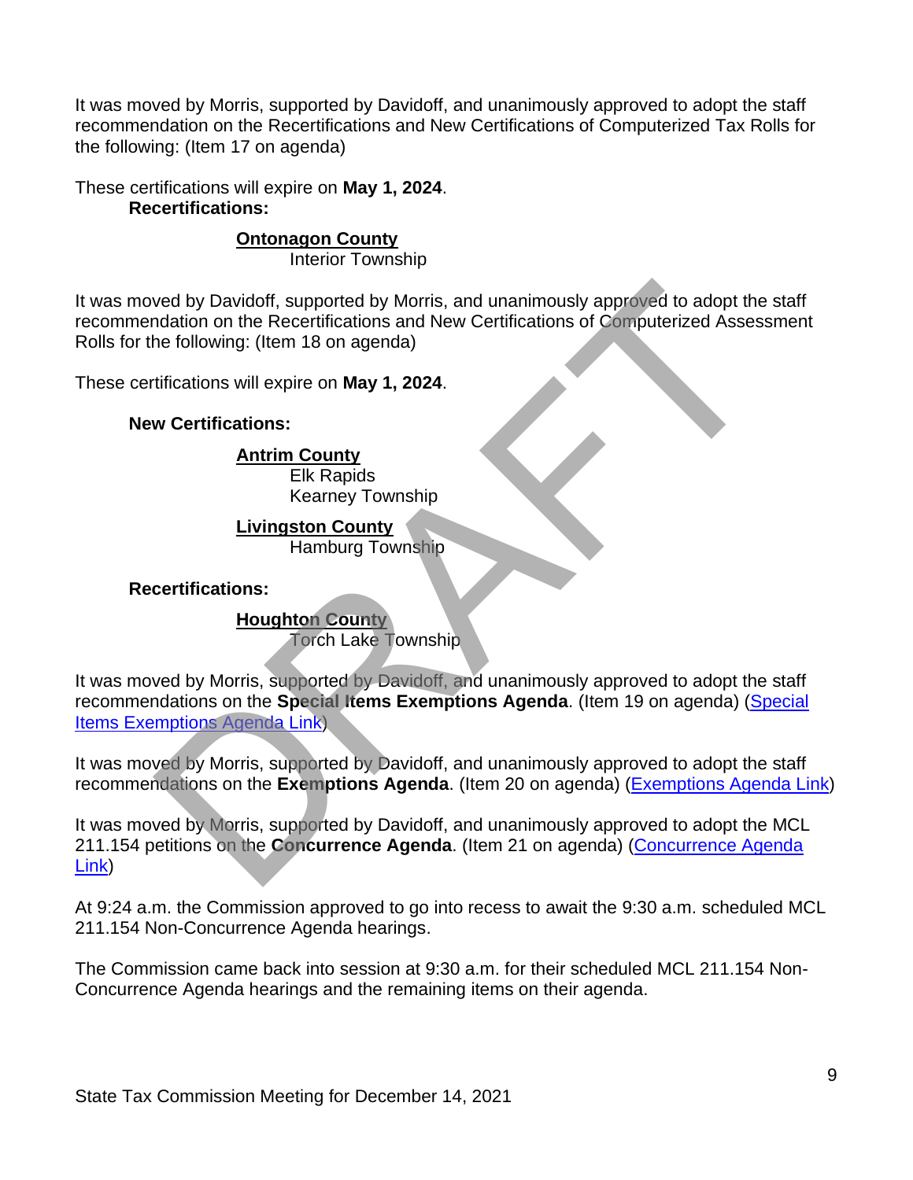It was moved by Morris, supported by Davidoff, and unanimously approved to adopt the staff recommendation on the Recertifications and New Certifications of Computerized Tax Rolls for the following: (Item 17 on agenda)

These certifications will expire on **May 1, 2024**.

**Recertifications:**

**Ontonagon County**
Interior Township

It was moved by Davidoff, supported by Morris, and unanimously approved to adopt the staff recommendation on the Recertifications and New Certifications of Computerized Assessment Rolls for the following: (Item 18 on agenda)

These certifications will expire on **May 1, 2024**.

**New Certifications:**

**Antrim County**
Elk Rapids
Kearney Township

**Livingston County**
Hamburg Township

**Recertifications:**

**Houghton County**
Torch Lake Township

It was moved by Morris, supported by Davidoff, and unanimously approved to adopt the staff recommendations on the **Special Items Exemptions Agenda**. (Item 19 on agenda) (Special Items Exemptions Agenda Link)

It was moved by Morris, supported by Davidoff, and unanimously approved to adopt the staff recommendations on the **Exemptions Agenda**. (Item 20 on agenda) (Exemptions Agenda Link)

It was moved by Morris, supported by Davidoff, and unanimously approved to adopt the MCL 211.154 petitions on the **Concurrence Agenda**. (Item 21 on agenda) (Concurrence Agenda Link)

At 9:24 a.m. the Commission approved to go into recess to await the 9:30 a.m. scheduled MCL 211.154 Non-Concurrence Agenda hearings.

The Commission came back into session at 9:30 a.m. for their scheduled MCL 211.154 Non-Concurrence Agenda hearings and the remaining items on their agenda.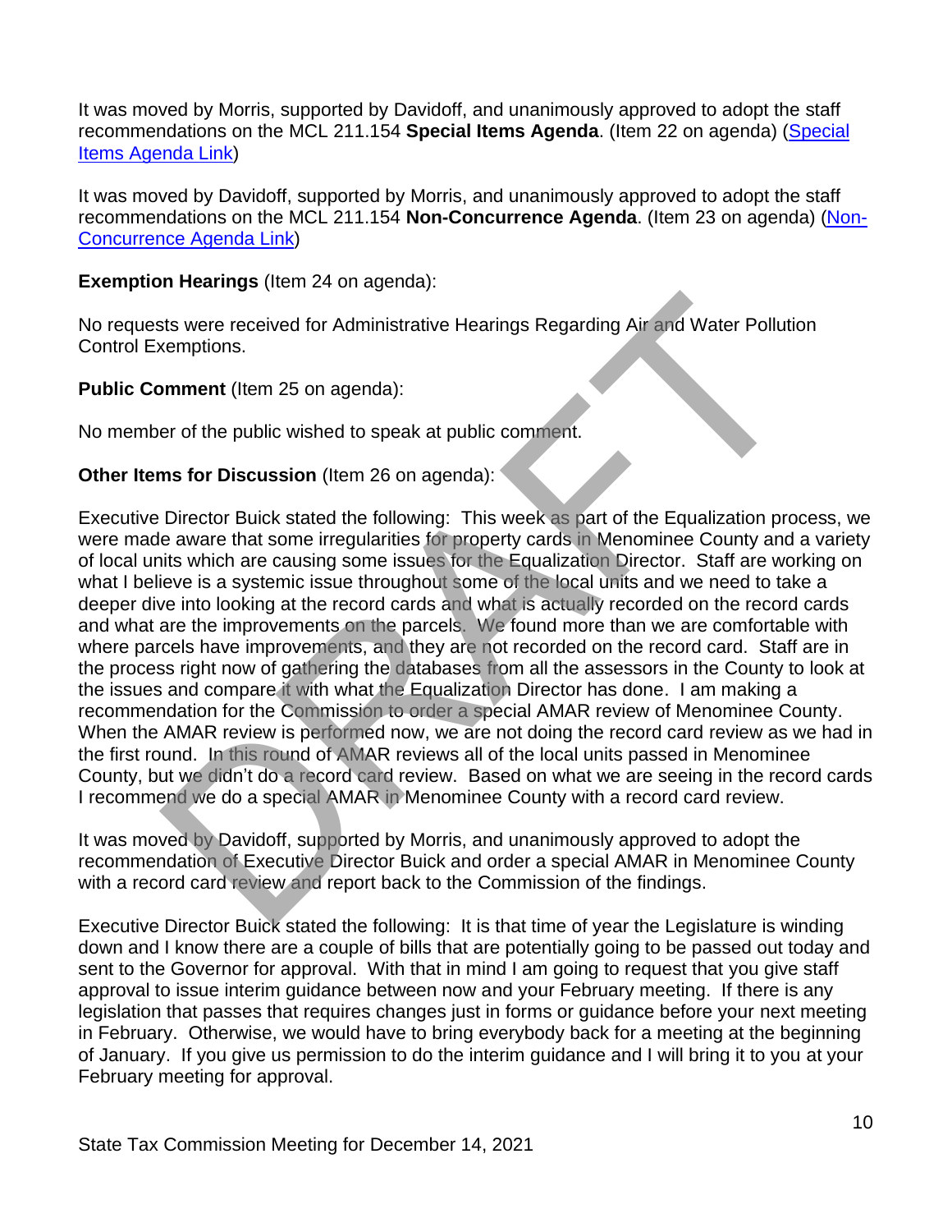It was moved by Morris, supported by Davidoff, and unanimously approved to adopt the staff recommendations on the MCL 211.154 **Special Items Agenda**. (Item 22 on agenda) ([Special Items Agenda Link](#))

It was moved by Davidoff, supported by Morris, and unanimously approved to adopt the staff recommendations on the MCL 211.154 **Non-Concurrence Agenda**. (Item 23 on agenda) ([Non-Concurrence Agenda Link](#))

**Exemption Hearings** (Item 24 on agenda):

No requests were received for Administrative Hearings Regarding Air and Water Pollution Control Exemptions.

**Public Comment** (Item 25 on agenda):

No member of the public wished to speak at public comment.

**Other Items for Discussion** (Item 26 on agenda):

Executive Director Buick stated the following: This week as part of the Equalization process, we were made aware that some irregularities for property cards in Menominee County and a variety of local units which are causing some issues for the Equalization Director. Staff are working on what I believe is a systemic issue throughout some of the local units and we need to take a deeper dive into looking at the record cards and what is actually recorded on the record cards and what are the improvements on the parcels. We found more than we are comfortable with where parcels have improvements, and they are not recorded on the record card. Staff are in the process right now of gathering the databases from all the assessors in the County to look at the issues and compare it with what the Equalization Director has done. I am making a recommendation for the Commission to order a special AMAR review of Menominee County. When the AMAR review is performed now, we are not doing the record card review as we had in the first round. In this round of AMAR reviews all of the local units passed in Menominee County, but we didn't do a record card review. Based on what we are seeing in the record cards I recommend we do a special AMAR in Menominee County with a record card review.

It was moved by Davidoff, supported by Morris, and unanimously approved to adopt the recommendation of Executive Director Buick and order a special AMAR in Menominee County with a record card review and report back to the Commission of the findings.

Executive Director Buick stated the following: It is that time of year the Legislature is winding down and I know there are a couple of bills that are potentially going to be passed out today and sent to the Governor for approval. With that in mind I am going to request that you give staff approval to issue interim guidance between now and your February meeting. If there is any legislation that passes that requires changes just in forms or guidance before your next meeting in February. Otherwise, we would have to bring everybody back for a meeting at the beginning of January. If you give us permission to do the interim guidance and I will bring it to you at your February meeting for approval.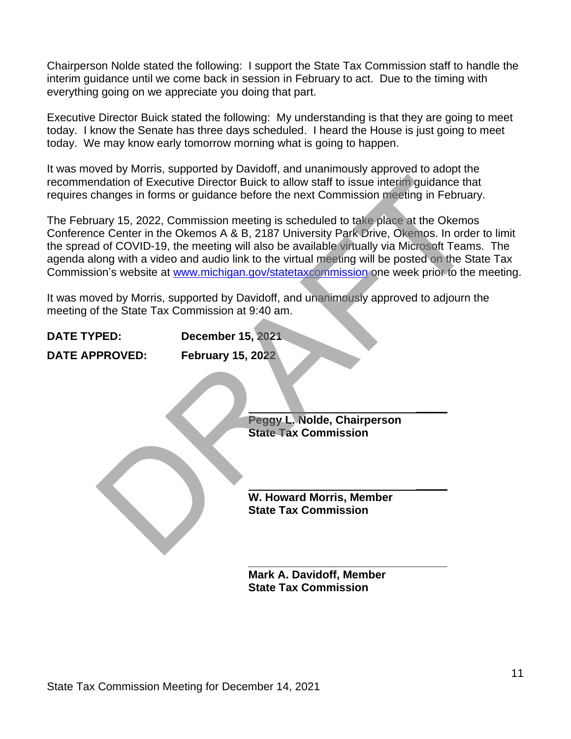Chairperson Nolde stated the following: I support the State Tax Commission staff to handle the interim guidance until we come back in session in February to act. Due to the timing with everything going on we appreciate you doing that part.

Executive Director Buick stated the following: My understanding is that they are going to meet today. I know the Senate has three days scheduled. I heard the House is just going to meet today. We may know early tomorrow morning what is going to happen.

It was moved by Morris, supported by Davidoff, and unanimously approved to adopt the recommendation of Executive Director Buick to allow staff to issue interim guidance that requires changes in forms or guidance before the next Commission meeting in February.

The February 15, 2022, Commission meeting is scheduled to take place at the Okemos Conference Center in the Okemos A & B, 2187 University Park Drive, Okemos. In order to limit the spread of COVID-19, the meeting will also be available virtually via Microsoft Teams. The agenda along with a video and audio link to the virtual meeting will be posted on the State Tax Commission's website at www.michigan.gov/statetaxcommission one week prior to the meeting.

It was moved by Morris, supported by Davidoff, and unanimously approved to adjourn the meeting of the State Tax Commission at 9:40 am.

**DATE TYPED:** **December 15, 2021**

**DATE APPROVED:** **February 15, 2022**

DRAFT

______________________________

**Peggy L. Nolde, Chairperson**
**State Tax Commission**

______________________________

**W. Howard Morris, Member**
**State Tax Commission**

______________________________

**Mark A. Davidoff, Member**
**State Tax Commission**

State Tax Commission Meeting for December 14, 2021